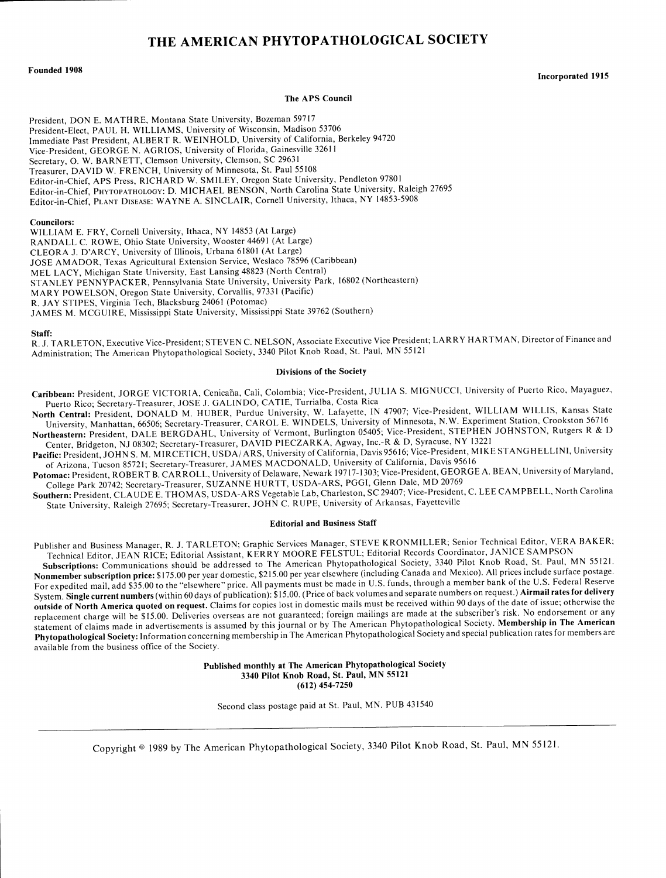# THE AMERICAN PHYTOPATHOLOGICAL SOCIETY

**Founded 1908** **Incorporated 1915**

## The APS Council

President, DON E. MATHRE, Montana State University, Bozeman 59717
President-Elect, PAUL H. WILLIAMS, University of Wisconsin, Madison 53706
Immediate Past President, ALBERT R. WEINHOLD, University of California, Berkeley 94720
Vice-President, GEORGE N. AGRIOS, University of Florida, Gainesville 32611
Secretary, O. W. BARNETT, Clemson University, Clemson, SC 29631
Treasurer, DAVID W. FRENCH, University of Minnesota, St. Paul 55108
Editor-in-Chief, APS Press, RICHARD W. SMILEY, Oregon State University, Pendleton 97801
Editor-in-Chief, PHYTOPATHOLOGY: D. MICHAEL BENSON, North Carolina State University, Raleigh 27695
Editor-in-Chief, PLANT DISEASE: WAYNE A. SINCLAIR, Cornell University, Ithaca, NY 14853-5908

**Councilors:**
WILLIAM E. FRY, Cornell University, Ithaca, NY 14853 (At Large)
RANDALL C. ROWE, Ohio State University, Wooster 44691 (At Large)
CLEORA J. D'ARCY, University of Illinois, Urbana 61801 (At Large)
JOSE AMADOR, Texas Agricultural Extension Service, Weslaco 78596 (Caribbean)
MEL LACY, Michigan State University, East Lansing 48823 (North Central)
STANLEY PENNYPACKER, Pennsylvania State University, University Park, 16802 (Northeastern)
MARY POWELSON, Oregon State University, Corvallis, 97331 (Pacific)
R. JAY STIPES, Virginia Tech, Blacksburg 24061 (Potomac)
JAMES M. MCGUIRE, Mississippi State University, Mississippi State 39762 (Southern)

**Staff:**
R. J. TARLETON, Executive Vice-President; STEVEN C. NELSON, Associate Executive Vice President; LARRY HARTMAN, Director of Finance and Administration; The American Phytopathological Society, 3340 Pilot Knob Road, St. Paul, MN 55121

## Divisions of the Society

**Caribbean:** President, JORGE VICTORIA, Cenicaña, Cali, Colombia; Vice-President, JULIA S. MIGNUCCI, University of Puerto Rico, Mayaguez, Puerto Rico; Secretary-Treasurer, JOSE J. GALINDO, CATIE, Turrialba, Costa Rica

**North Central:** President, DONALD M. HUBER, Purdue University, W. Lafayette, IN 47907; Vice-President, WILLIAM WILLIS, Kansas State University, Manhattan, 66506; Secretary-Treasurer, CAROL E. WINDELS, University of Minnesota, N.W. Experiment Station, Crookston 56716

**Northeastern:** President, DALE BERGDAHL, University of Vermont, Burlington 05405; Vice-President, STEPHEN JOHNSTON, Rutgers R & D Center, Bridgeton, NJ 08302; Secretary-Treasurer, DAVID PIECZARKA, Agway, Inc.-R & D, Syracuse, NY 13221

**Pacific:** President, JOHN S. M. MIRCETICH, USDA/ARS, University of California, Davis 95616; Vice-President, MIKE STANGHELLINI, University of Arizona, Tucson 85721; Secretary-Treasurer, JAMES MACDONALD, University of California, Davis 95616

**Potomac:** President, ROBERT B. CARROLL, University of Delaware, Newark 19717-1303; Vice-President, GEORGE A. BEAN, University of Maryland, College Park 20742; Secretary-Treasurer, SUZANNE HURTT, USDA-ARS, PGGI, Glenn Dale, MD 20769

**Southern:** President, CLAUDE E. THOMAS, USDA-ARS Vegetable Lab, Charleston, SC 29407; Vice-President, C. LEE CAMPBELL, North Carolina State University, Raleigh 27695; Secretary-Treasurer, JOHN C. RUPE, University of Arkansas, Fayetteville

## Editorial and Business Staff

Publisher and Business Manager, R. J. TARLETON; Graphic Services Manager, STEVE KRONMILLER; Senior Technical Editor, VERA BAKER; Technical Editor, JEAN RICE; Editorial Assistant, KERRY MOORE FELSTUL; Editorial Records Coordinator, JANICE SAMPSON

**Subscriptions:** Communications should be addressed to The American Phytopathological Society, 3340 Pilot Knob Road, St. Paul, MN 55121. **Nonmember subscription price:** $175.00 per year domestic, $215.00 per year elsewhere (including Canada and Mexico). All prices include surface postage. For expedited mail, add $35.00 to the "elsewhere" price. All payments must be made in U.S. funds, through a member bank of the U.S. Federal Reserve System. **Single current numbers** (within 60 days of publication): $15.00. (Price of back volumes and separate numbers on request.) **Airmail rates for delivery outside of North America quoted on request.** Claims for copies lost in domestic mails must be received within 90 days of the date of issue; otherwise the replacement charge will be $15.00. Deliveries overseas are not guaranteed; foreign mailings are made at the subscriber's risk. No endorsement or any statement of claims made in advertisements is assumed by this journal or by The American Phytopathological Society. **Membership in The American Phytopathological Society:** Information concerning membership in The American Phytopathological Society and special publication rates for members are available from the business office of the Society.

**Published monthly at The American Phytopathological Society**
**3340 Pilot Knob Road, St. Paul, MN 55121**
**(612) 454-7250**

Second class postage paid at St. Paul, MN. PUB 431540

Copyright © 1989 by The American Phytopathological Society, 3340 Pilot Knob Road, St. Paul, MN 55121.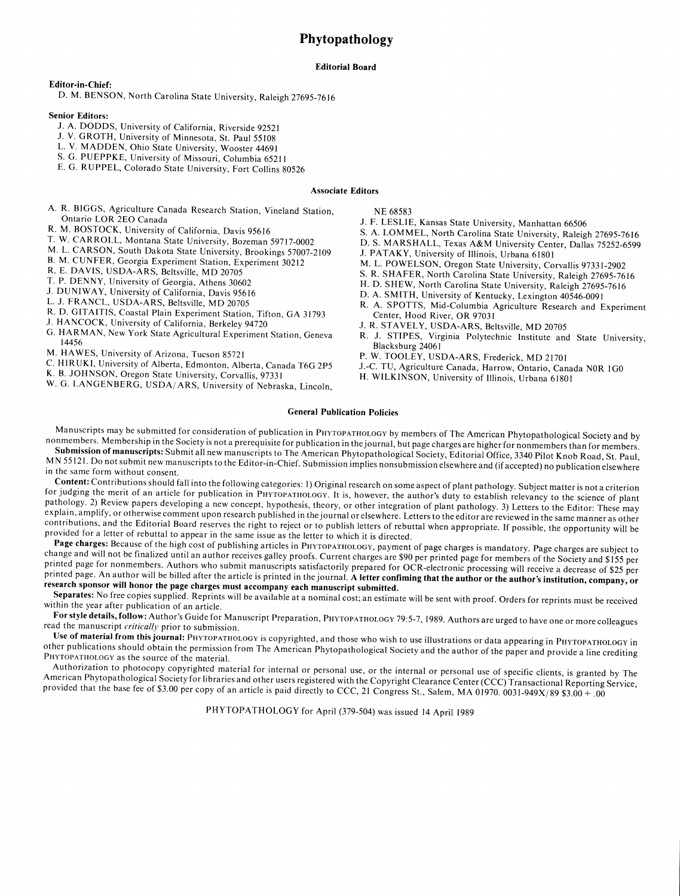# Phytopathology

## Editorial Board

**Editor-in-Chief:**

D. M. BENSON, North Carolina State University, Raleigh 27695-7616

**Senior Editors:**

J. A. DODDS, University of California, Riverside 92521
J. V. GROTH, University of Minnesota, St. Paul 55108
L. V. MADDEN, Ohio State University, Wooster 44691
S. G. PUEPPKE, University of Missouri, Columbia 65211
E. G. RUPPEL, Colorado State University, Fort Collins 80526

## Associate Editors

A. R. BIGGS, Agriculture Canada Research Station, Vineland Station, Ontario L0R 2E0 Canada
R. M. BOSTOCK, University of California, Davis 95616
T. W. CARROLL, Montana State University, Bozeman 59717-0002
M. L. CARSON, South Dakota State University, Brookings 57007-2109
B. M. CUNFER, Georgia Experiment Station, Experiment 30212
R. E. DAVIS, USDA-ARS, Beltsville, MD 20705
T. P. DENNY, University of Georgia, Athens 30602
J. DUNIWAY, University of California, Davis 95616
L. J. FRANCL, USDA-ARS, Beltsville, MD 20705
R. D. GITAITIS, Coastal Plain Experiment Station, Tifton, GA 31793
J. HANCOCK, University of California, Berkeley 94720
G. HARMAN, New York State Agricultural Experiment Station, Geneva 14456
M. HAWES, University of Arizona, Tucson 85721
C. HIRUKI, University of Alberta, Edmonton, Alberta, Canada T6G 2P5
K. B. JOHNSON, Oregon State University, Corvallis, 97331
W. G. LANGENBERG, USDA/ARS, University of Nebraska, Lincoln, NE 68583
J. F. LESLIE, Kansas State University, Manhattan 66506
S. A. LOMMEL, North Carolina State University, Raleigh 27695-7616
D. S. MARSHALL, Texas A&M University Center, Dallas 75252-6599
J. PATAKY, University of Illinois, Urbana 61801
M. L. POWELSON, Oregon State University, Corvallis 97331-2902
S. R. SHAFER, North Carolina State University, Raleigh 27695-7616
H. D. SHEW, North Carolina State University, Raleigh 27695-7616
D. A. SMITH, University of Kentucky, Lexington 40546-0091
R. A. SPOTTS, Mid-Columbia Agriculture Research and Experiment Center, Hood River, OR 97031
J. R. STAVELY, USDA-ARS, Beltsville, MD 20705
R. J. STIPES, Virginia Polytechnic Institute and State University, Blacksburg 24061
P. W. TOOLEY, USDA-ARS, Frederick, MD 21701
J.-C. TU, Agriculture Canada, Harrow, Ontario, Canada N0R 1G0
H. WILKINSON, University of Illinois, Urbana 61801

## General Publication Policies

Manuscripts may be submitted for consideration of publication in PHYTOPATHOLOGY by members of The American Phytopathological Society and by nonmembers. Membership in the Society is not a prerequisite for publication in the journal, but page charges are higher for nonmembers than for members.

**Submission of manuscripts:** Submit all new manuscripts to The American Phytopathological Society, Editorial Office, 3340 Pilot Knob Road, St. Paul, MN 55121. Do not submit new manuscripts to the Editor-in-Chief. Submission implies nonsubmission elsewhere and (if accepted) no publication elsewhere in the same form without consent.

**Content:** Contributions should fall into the following categories: 1) Original research on some aspect of plant pathology. Subject matter is not a criterion for judging the merit of an article for publication in PHYTOPATHOLOGY. It is, however, the author's duty to establish relevancy to the science of plant pathology. 2) Review papers developing a new concept, hypothesis, theory, or other integration of plant pathology. 3) Letters to the Editor: These may explain, amplify, or otherwise comment upon research published in the journal or elsewhere. Letters to the editor are reviewed in the same manner as other contributions, and the Editorial Board reserves the right to reject or to publish letters of rebuttal when appropriate. If possible, the opportunity will be provided for a letter of rebuttal to appear in the same issue as the letter to which it is directed.

**Page charges:** Because of the high cost of publishing articles in PHYTOPATHOLOGY, payment of page charges is mandatory. Page charges are subject to change and will not be finalized until an author receives galley proofs. Current charges are $90 per printed page for members of the Society and $155 per printed page for nonmembers. Authors who submit manuscripts satisfactorily prepared for OCR-electronic processing will receive a decrease of $25 per printed page. An author will be billed after the article is printed in the journal. **A letter confiming that the author or the author's institution, company, or research sponsor will honor the page charges must accompany each manuscript submitted.**

**Separates:** No free copies supplied. Reprints will be available at a nominal cost; an estimate will be sent with proof. Orders for reprints must be received within the year after publication of an article.

**For style details, follow:** Author's Guide for Manuscript Preparation, PHYTOPATHOLOGY 79:5-7, 1989. Authors are urged to have one or more colleagues read the manuscript *critically* prior to submission.

**Use of material from this journal:** PHYTOPATHOLOGY is copyrighted, and those who wish to use illustrations or data appearing in PHYTOPATHOLOGY in other publications should obtain the permission from The American Phytopathological Society and the author of the paper and provide a line crediting PHYTOPATHOLOGY as the source of the material.

Authorization to photocopy copyrighted material for internal or personal use, or the internal or personal use of specific clients, is granted by The American Phytopathological Society for libraries and other users registered with the Copyright Clearance Center (CCC) Transactional Reporting Service, provided that the base fee of $3.00 per copy of an article is paid directly to CCC, 21 Congress St., Salem, MA 01970. 0031-949X/89 $3.00 + .00

PHYTOPATHOLOGY for April (379-504) was issued 14 April 1989